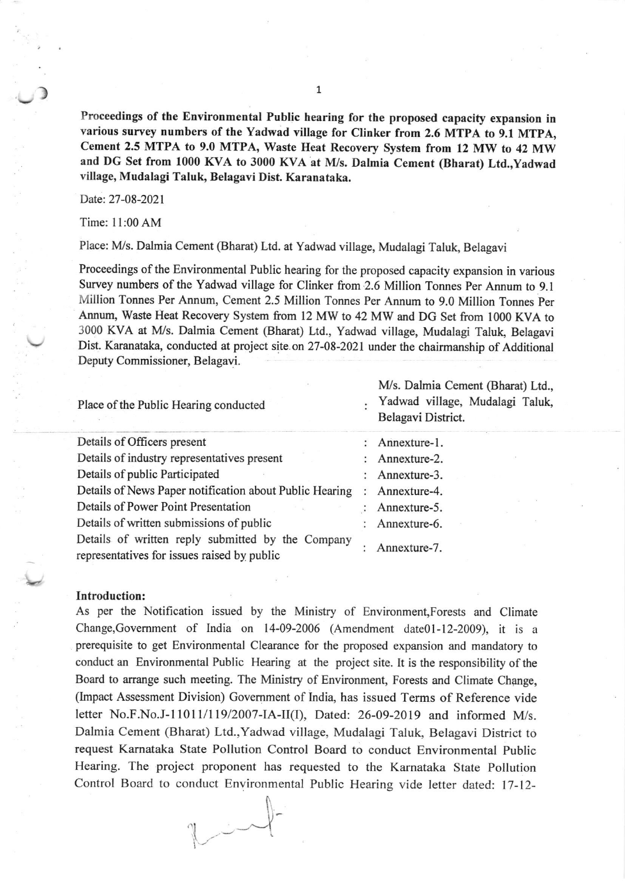**Proceedings of the Environmental Public hearing for the proposed capacity expansion in various survey numbers of the Yadwad village for Clinker from 2.6 MTPA to 9.1 MTPA, Cement 2.5 MTPA to 9.0 MTPA, Waste Heat Recovery System from 12 MW to 42 MW and DG Set from 1000 KVA to 3000 KVA at M/s. Dalmia Cement (Bharat) Ltd.,Yadwad village, Mudalagi Taluk, Belagavi Dist. Karanataka.**

Date: 27-08-2021

Time: 11:00 AM

Place: M/s. Dalmia Cement (Bharat) Ltd. at Yadwad village, Mudalagi Taluk, Belagavi

Proceedings of the Environmental Public hearing for the proposed capacity expansion in various Survey numbers of the Yadwad village for Clinker from 2.6 Million Tonnes Per Annum to 9.1 Million Tonnes Per Annum, Cement 2.5 Million Tonnes Per Annum to 9.0 Million Tonnes Per Annum, Waste Heat Recovery System from 12 MW to 42 MW and DG Set from 1000 KVA to 3000 KVA at M/s. Dalmia Cement (Bharat) Ltd., Yadwad village, Mudalagi Taluk, Belagavi Dist. Karanataka, conducted at project site on 27-08-2021 under the chairmanship of Additional Deputy Commissioner, Belagavi.

| | | |
|---|---|---|
| Place of the Public Hearing conducted | : | M/s. Dalmia Cement (Bharat) Ltd., Yadwad village, Mudalagi Taluk, Belagavi District. |
| Details of Officers present | : | Annexture-1. |
| Details of industry representatives present | : | Annexture-2. |
| Details of public Participated | : | Annexture-3. |
| Details of News Paper notification about Public Hearing | : | Annexture-4. |
| Details of Power Point Presentation | : | Annexture-5. |
| Details of written submissions of public | : | Annexture-6. |
| Details of written reply submitted by the Company representatives for issues raised by public | : | Annexture-7. |

**Introduction:**

As per the Notification issued by the Ministry of Environment,Forests and Climate Change,Government of India on 14-09-2006 (Amendment date01-12-2009), it is a prerequisite to get Environmental Clearance for the proposed expansion and mandatory to conduct an Environmental Public Hearing at the project site. It is the responsibility of the Board to arrange such meeting. The Ministry of Environment, Forests and Climate Change, (Impact Assessment Division) Government of India, has issued Terms of Reference vide letter No.F.No.J-11011/119/2007-IA-II(I), Dated: 26-09-2019 and informed M/s. Dalmia Cement (Bharat) Ltd.,Yadwad village, Mudalagi Taluk, Belagavi District to request Karnataka State Pollution Control Board to conduct Environmental Public Hearing. The project proponent has requested to the Karnataka State Pollution Control Board to conduct Environmental Public Hearing vide letter dated: 17-12-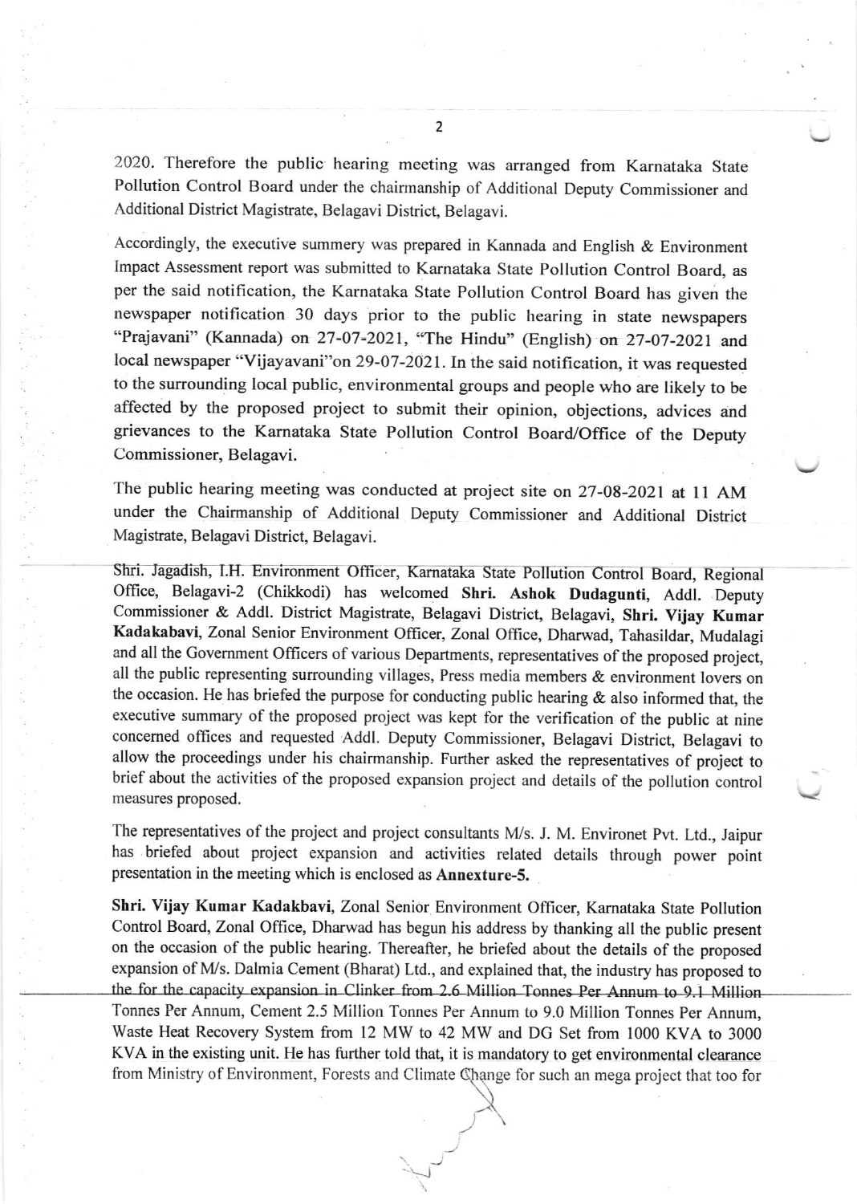2020. Therefore the public hearing meeting was arranged from Karnataka State Pollution Control Board under the chairmanship of Additional Deputy Commissioner and Additional District Magistrate, Belagavi District, Belagavi.

Accordingly, the executive summery was prepared in Kannada and English & Environment Impact Assessment report was submitted to Karnataka State Pollution Control Board, as per the said notification, the Karnataka State Pollution Control Board has given the newspaper notification 30 days prior to the public hearing in state newspapers "Prajavani" (Kannada) on 27-07-2021, "The Hindu" (English) on 27-07-2021 and local newspaper "Vijayavani"on 29-07-2021. In the said notification, it was requested to the surrounding local public, environmental groups and people who are likely to be affected by the proposed project to submit their opinion, objections, advices and grievances to the Karnataka State Pollution Control Board/Office of the Deputy Commissioner, Belagavi.

The public hearing meeting was conducted at project site on 27-08-2021 at 11 AM under the Chairmanship of Additional Deputy Commissioner and Additional District Magistrate, Belagavi District, Belagavi.

Shri. Jagadish, I.H. Environment Officer, Karnataka State Pollution Control Board, Regional Office, Belagavi-2 (Chikkodi) has welcomed **Shri. Ashok Dudagunti**, Addl. Deputy Commissioner & Addl. District Magistrate, Belagavi District, Belagavi, **Shri. Vijay Kumar Kadakabavi**, Zonal Senior Environment Officer, Zonal Office, Dharwad, Tahasildar, Mudalagi and all the Government Officers of various Departments, representatives of the proposed project, all the public representing surrounding villages, Press media members & environment lovers on the occasion. He has briefed the purpose for conducting public hearing & also informed that, the executive summary of the proposed project was kept for the verification of the public at nine concerned offices and requested Addl. Deputy Commissioner, Belagavi District, Belagavi to allow the proceedings under his chairmanship. Further asked the representatives of project to brief about the activities of the proposed expansion project and details of the pollution control measures proposed.

The representatives of the project and project consultants M/s. J. M. Environet Pvt. Ltd., Jaipur has briefed about project expansion and activities related details through power point presentation in the meeting which is enclosed as **Annexture-5.**

**Shri. Vijay Kumar Kadakbavi**, Zonal Senior Environment Officer, Karnataka State Pollution Control Board, Zonal Office, Dharwad has begun his address by thanking all the public present on the occasion of the public hearing. Thereafter, he briefed about the details of the proposed expansion of M/s. Dalmia Cement (Bharat) Ltd., and explained that, the industry has proposed to the for the capacity expansion in Clinker from 2.6 Million Tonnes Per Annum to 9.1 Million Tonnes Per Annum, Cement 2.5 Million Tonnes Per Annum to 9.0 Million Tonnes Per Annum, Waste Heat Recovery System from 12 MW to 42 MW and DG Set from 1000 KVA to 3000 KVA in the existing unit. He has further told that, it is mandatory to get environmental clearance from Ministry of Environment, Forests and Climate Change for such an mega project that too for